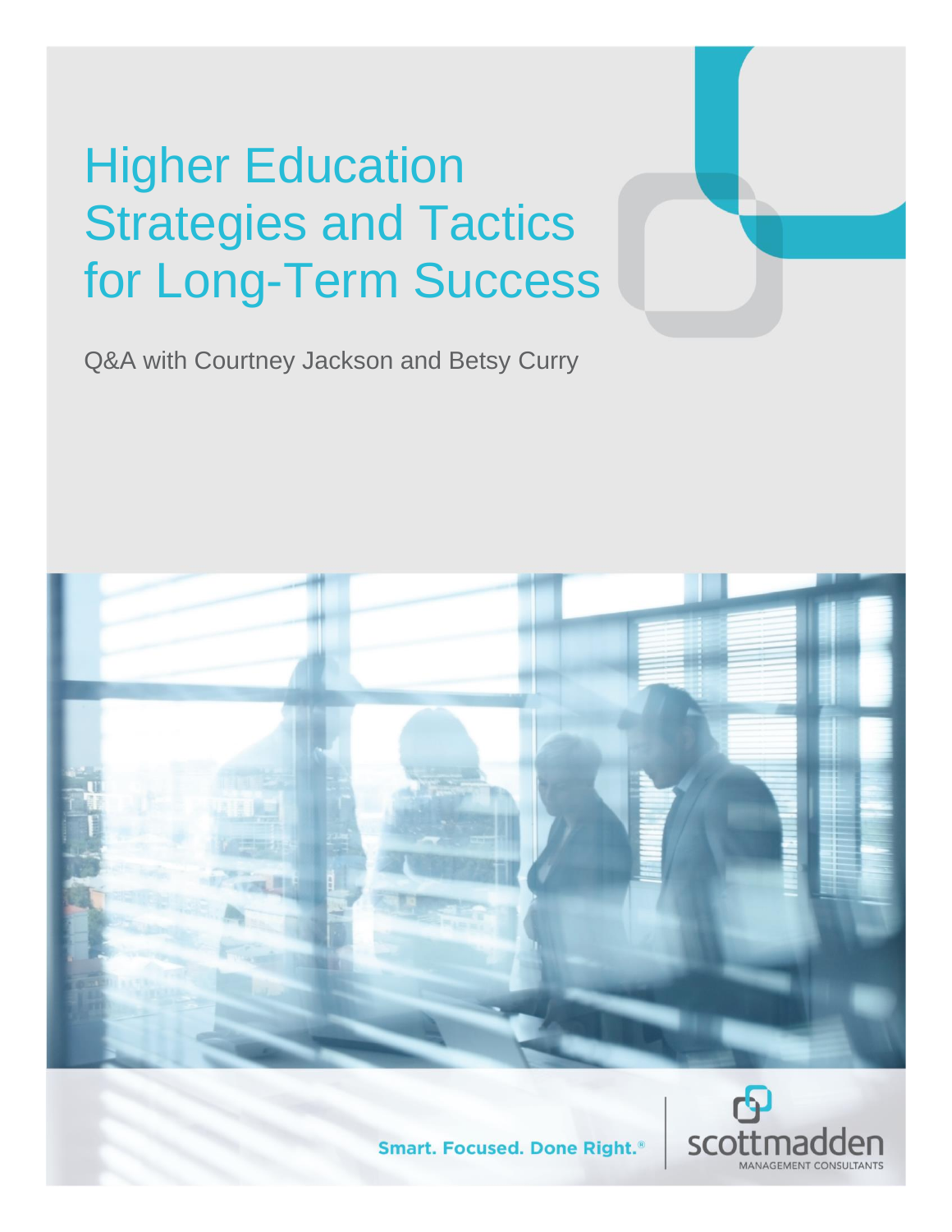# Higher Education Strategies and Tactics for Long-Term Success

Q&A with Courtney Jackson and Betsy Curry

Smart. Focused. Done Right.®

scottmadden MANAGEMENT CONSULTANTS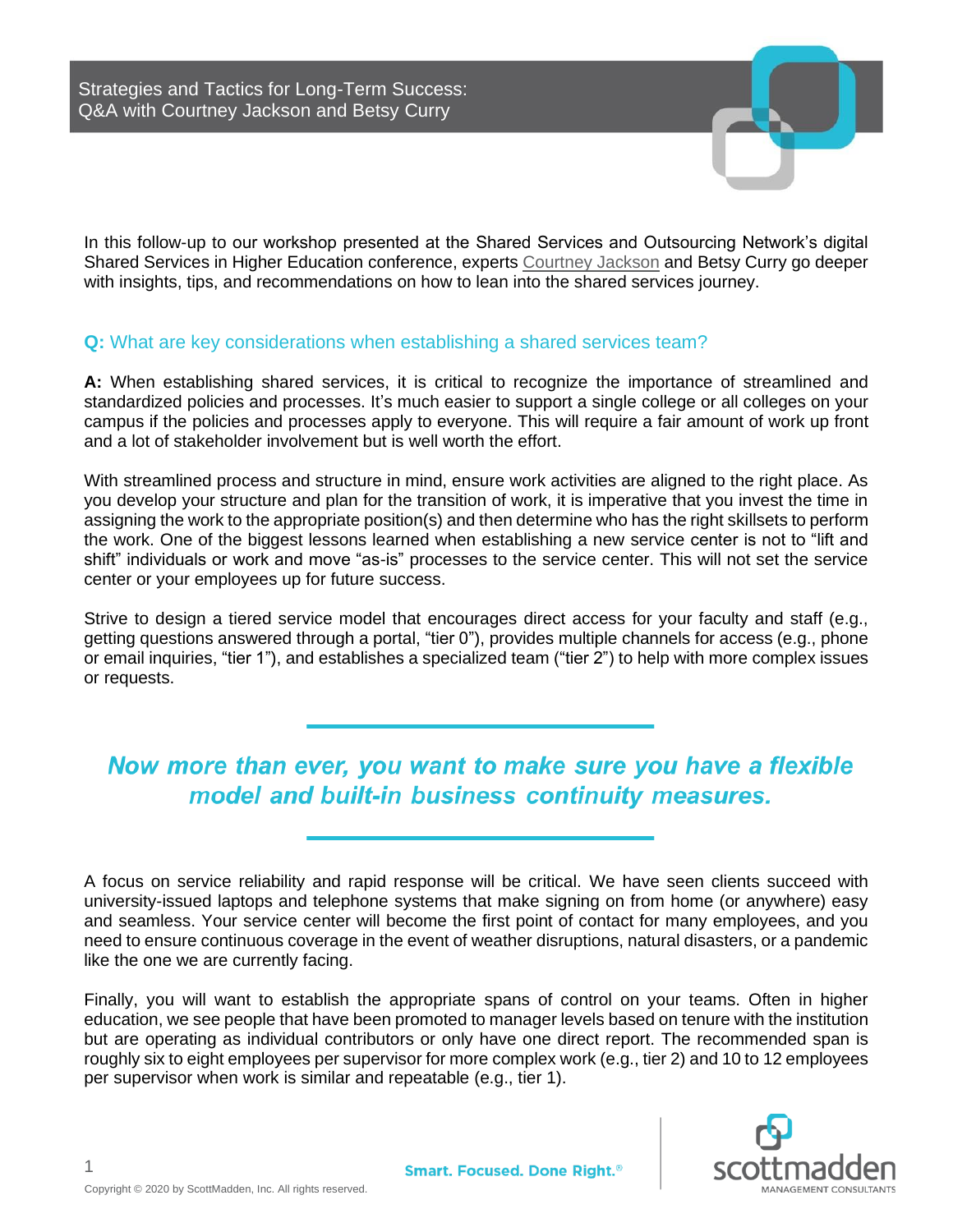# Strategies and Tactics for Long-Term Success: Q&A with Courtney Jackson and Betsy Curry

In this follow-up to our workshop presented at the Shared Services and Outsourcing Network's digital Shared Services in Higher Education conference, experts Courtney Jackson and Betsy Curry go deeper with insights, tips, and recommendations on how to lean into the shared services journey.

## Q: What are key considerations when establishing a shared services team?

**A:** When establishing shared services, it is critical to recognize the importance of streamlined and standardized policies and processes. It's much easier to support a single college or all colleges on your campus if the policies and processes apply to everyone. This will require a fair amount of work up front and a lot of stakeholder involvement but is well worth the effort.

With streamlined process and structure in mind, ensure work activities are aligned to the right place. As you develop your structure and plan for the transition of work, it is imperative that you invest the time in assigning the work to the appropriate position(s) and then determine who has the right skillsets to perform the work. One of the biggest lessons learned when establishing a new service center is not to "lift and shift" individuals or work and move "as-is" processes to the service center. This will not set the service center or your employees up for future success.

Strive to design a tiered service model that encourages direct access for your faculty and staff (e.g., getting questions answered through a portal, "tier 0"), provides multiple channels for access (e.g., phone or email inquiries, "tier 1"), and establishes a specialized team ("tier 2") to help with more complex issues or requests.

> ***Now more than ever, you want to make sure you have a flexible model and built-in business continuity measures.***

A focus on service reliability and rapid response will be critical. We have seen clients succeed with university-issued laptops and telephone systems that make signing on from home (or anywhere) easy and seamless. Your service center will become the first point of contact for many employees, and you need to ensure continuous coverage in the event of weather disruptions, natural disasters, or a pandemic like the one we are currently facing.

Finally, you will want to establish the appropriate spans of control on your teams. Often in higher education, we see people that have been promoted to manager levels based on tenure with the institution but are operating as individual contributors or only have one direct report. The recommended span is roughly six to eight employees per supervisor for more complex work (e.g., tier 2) and 10 to 12 employees per supervisor when work is similar and repeatable (e.g., tier 1).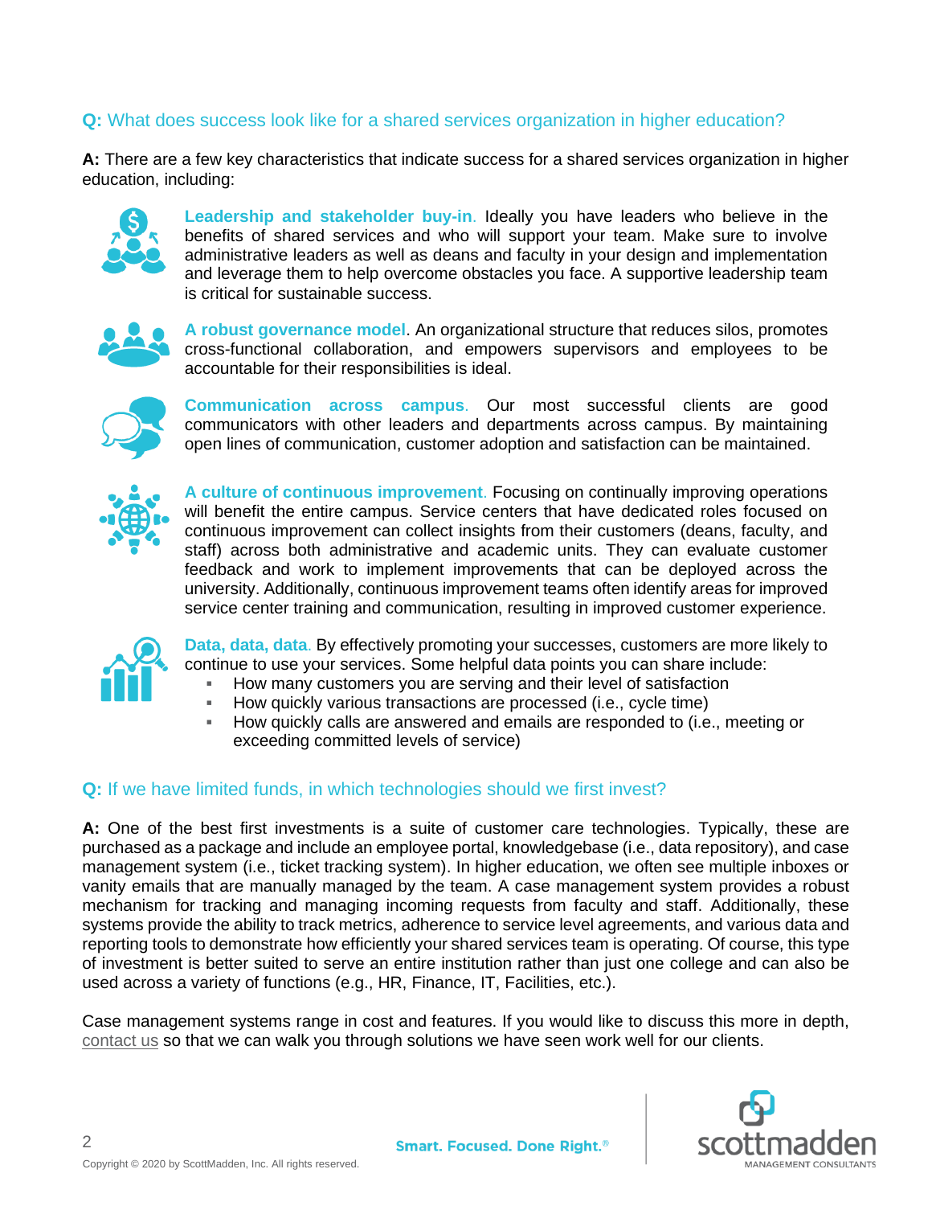### Q: What does success look like for a shared services organization in higher education?

**A:** There are a few key characteristics that indicate success for a shared services organization in higher education, including:

**Leadership and stakeholder buy-in.** Ideally you have leaders who believe in the benefits of shared services and who will support your team. Make sure to involve administrative leaders as well as deans and faculty in your design and implementation and leverage them to help overcome obstacles you face. A supportive leadership team is critical for sustainable success.

**A robust governance model.** An organizational structure that reduces silos, promotes cross-functional collaboration, and empowers supervisors and employees to be accountable for their responsibilities is ideal.

**Communication across campus.** Our most successful clients are good communicators with other leaders and departments across campus. By maintaining open lines of communication, customer adoption and satisfaction can be maintained.

**A culture of continuous improvement.** Focusing on continually improving operations will benefit the entire campus. Service centers that have dedicated roles focused on continuous improvement can collect insights from their customers (deans, faculty, and staff) across both administrative and academic units. They can evaluate customer feedback and work to implement improvements that can be deployed across the university. Additionally, continuous improvement teams often identify areas for improved service center training and communication, resulting in improved customer experience.

**Data, data, data.** By effectively promoting your successes, customers are more likely to continue to use your services. Some helpful data points you can share include:

- How many customers you are serving and their level of satisfaction
- How quickly various transactions are processed (i.e., cycle time)
- How quickly calls are answered and emails are responded to (i.e., meeting or exceeding committed levels of service)

### Q: If we have limited funds, in which technologies should we first invest?

**A:** One of the best first investments is a suite of customer care technologies. Typically, these are purchased as a package and include an employee portal, knowledgebase (i.e., data repository), and case management system (i.e., ticket tracking system). In higher education, we often see multiple inboxes or vanity emails that are manually managed by the team. A case management system provides a robust mechanism for tracking and managing incoming requests from faculty and staff. Additionally, these systems provide the ability to track metrics, adherence to service level agreements, and various data and reporting tools to demonstrate how efficiently your shared services team is operating. Of course, this type of investment is better suited to serve an entire institution rather than just one college and can also be used across a variety of functions (e.g., HR, Finance, IT, Facilities, etc.).

Case management systems range in cost and features. If you would like to discuss this more in depth, contact us so that we can walk you through solutions we have seen work well for our clients.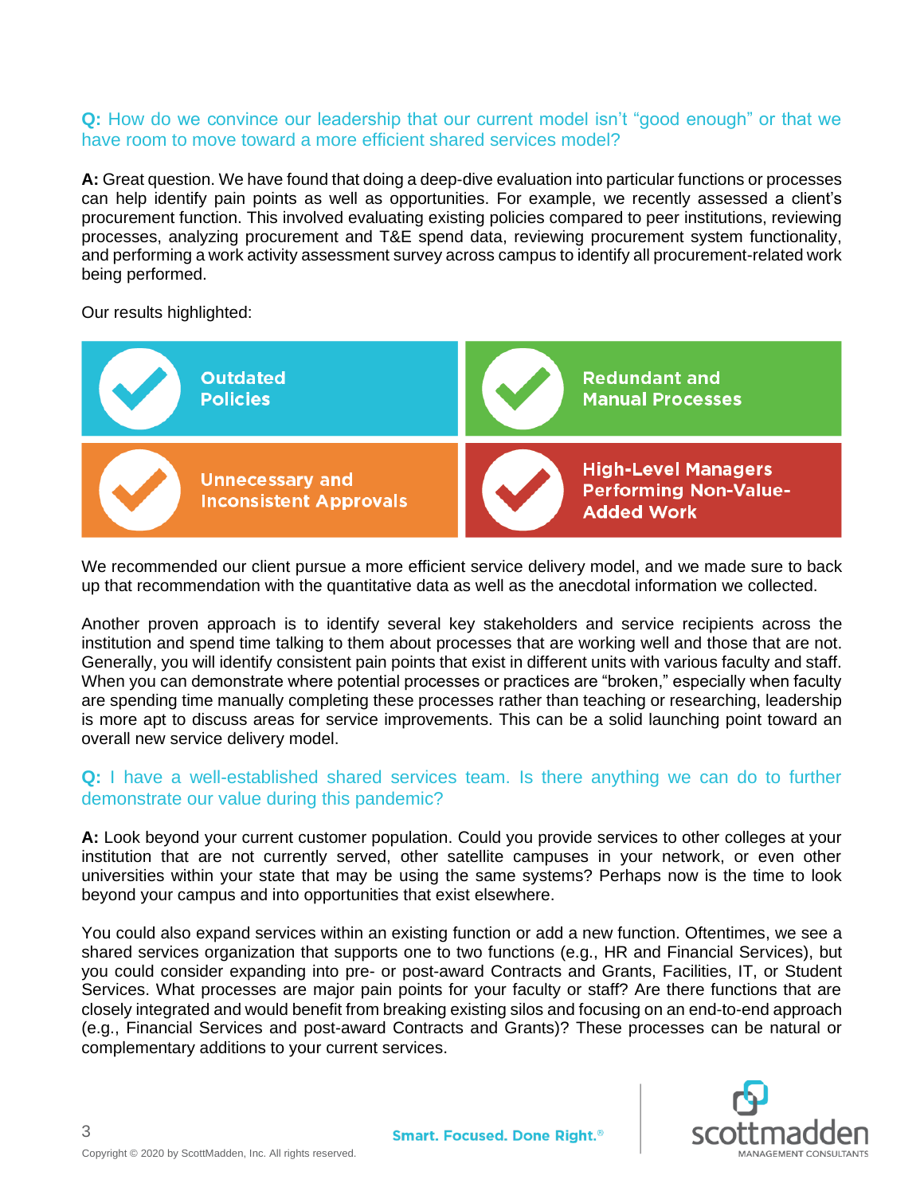**Q:** How do we convince our leadership that our current model isn't "good enough" or that we have room to move toward a more efficient shared services model?

**A:** Great question. We have found that doing a deep-dive evaluation into particular functions or processes can help identify pain points as well as opportunities. For example, we recently assessed a client's procurement function. This involved evaluating existing policies compared to peer institutions, reviewing processes, analyzing procurement and T&E spend data, reviewing procurement system functionality, and performing a work activity assessment survey across campus to identify all procurement-related work being performed.

Our results highlighted:

- Outdated Policies
- Redundant and Manual Processes
- Unnecessary and Inconsistent Approvals
- High-Level Managers Performing Non-Value-Added Work

We recommended our client pursue a more efficient service delivery model, and we made sure to back up that recommendation with the quantitative data as well as the anecdotal information we collected.

Another proven approach is to identify several key stakeholders and service recipients across the institution and spend time talking to them about processes that are working well and those that are not. Generally, you will identify consistent pain points that exist in different units with various faculty and staff. When you can demonstrate where potential processes or practices are "broken," especially when faculty are spending time manually completing these processes rather than teaching or researching, leadership is more apt to discuss areas for service improvements. This can be a solid launching point toward an overall new service delivery model.

**Q:** I have a well-established shared services team. Is there anything we can do to further demonstrate our value during this pandemic?

**A:** Look beyond your current customer population. Could you provide services to other colleges at your institution that are not currently served, other satellite campuses in your network, or even other universities within your state that may be using the same systems? Perhaps now is the time to look beyond your campus and into opportunities that exist elsewhere.

You could also expand services within an existing function or add a new function. Oftentimes, we see a shared services organization that supports one to two functions (e.g., HR and Financial Services), but you could consider expanding into pre- or post-award Contracts and Grants, Facilities, IT, or Student Services. What processes are major pain points for your faculty or staff? Are there functions that are closely integrated and would benefit from breaking existing silos and focusing on an end-to-end approach (e.g., Financial Services and post-award Contracts and Grants)? These processes can be natural or complementary additions to your current services.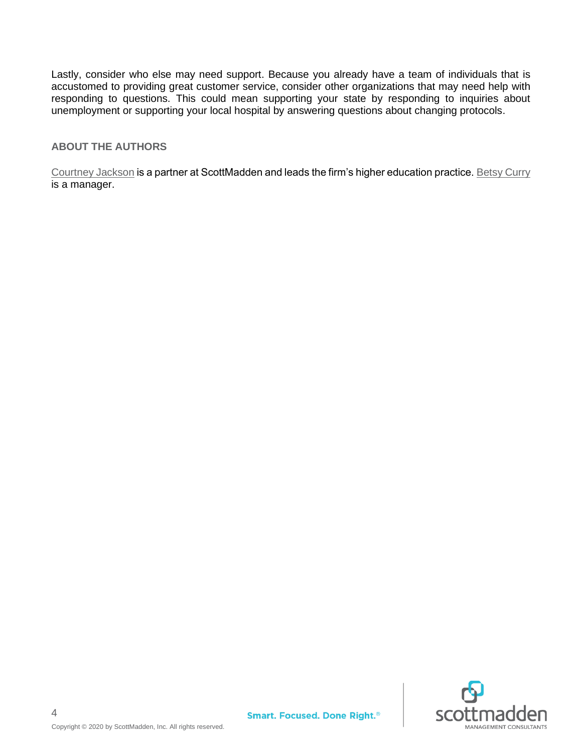Lastly, consider who else may need support. Because you already have a team of individuals that is accustomed to providing great customer service, consider other organizations that may need help with responding to questions. This could mean supporting your state by responding to inquiries about unemployment or supporting your local hospital by answering questions about changing protocols.

### ABOUT THE AUTHORS

Courtney Jackson is a partner at ScottMadden and leads the firm's higher education practice. Betsy Curry is a manager.